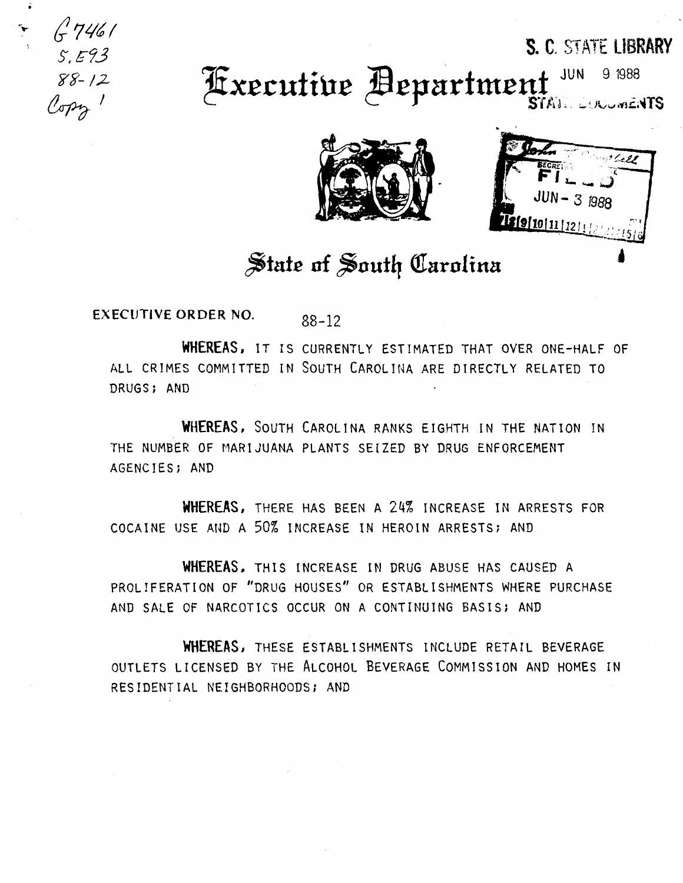G7461
S.E93
88-12
Copy 1

**S. C. STATE LIBRARY**
JUN 9 1988
STATE DOCUMENTS

# Executive Department

John T. Campbell
SECRETARY OF STATE
FILED
JUN - 3 1988

## State of South Carolina

EXECUTIVE ORDER NO. 88-12

**WHEREAS**, IT IS CURRENTLY ESTIMATED THAT OVER ONE-HALF OF ALL CRIMES COMMITTED IN SOUTH CAROLINA ARE DIRECTLY RELATED TO DRUGS; AND

**WHEREAS**, SOUTH CAROLINA RANKS EIGHTH IN THE NATION IN THE NUMBER OF MARIJUANA PLANTS SEIZED BY DRUG ENFORCEMENT AGENCIES; AND

**WHEREAS**, THERE HAS BEEN A 24% INCREASE IN ARRESTS FOR COCAINE USE AND A 50% INCREASE IN HEROIN ARRESTS; AND

**WHEREAS**, THIS INCREASE IN DRUG ABUSE HAS CAUSED A PROLIFERATION OF "DRUG HOUSES" OR ESTABLISHMENTS WHERE PURCHASE AND SALE OF NARCOTICS OCCUR ON A CONTINUING BASIS; AND

**WHEREAS**, THESE ESTABLISHMENTS INCLUDE RETAIL BEVERAGE OUTLETS LICENSED BY THE ALCOHOL BEVERAGE COMMISSION AND HOMES IN RESIDENTIAL NEIGHBORHOODS; AND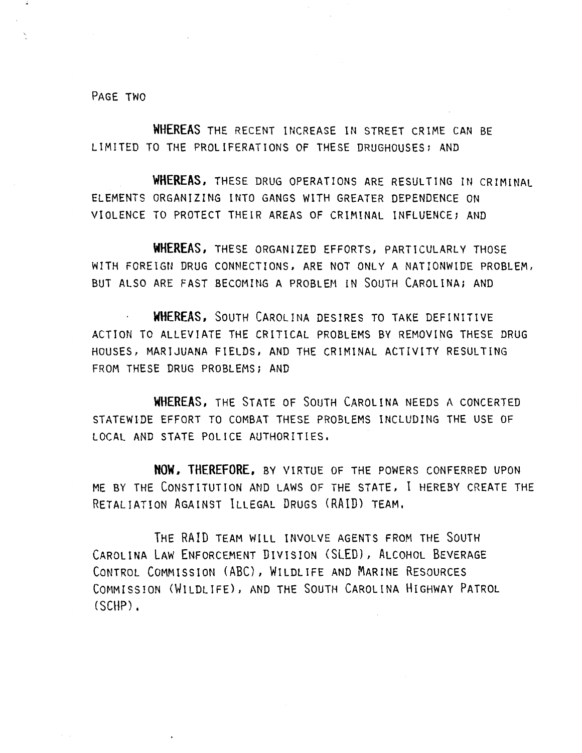**WHEREAS** THE RECENT INCREASE IN STREET CRIME CAN BE LIMITED TO THE PROLIFERATIONS OF THESE DRUGHOUSES; AND

**WHEREAS,** THESE DRUG OPERATIONS ARE RESULTING IN CRIMINAL ELEMENTS ORGANIZING INTO GANGS WITH GREATER DEPENDENCE ON VIOLENCE TO PROTECT THEIR AREAS OF CRIMINAL INFLUENCE; AND

**WHEREAS,** THESE ORGANIZED EFFORTS, PARTICULARLY THOSE WITH FOREIGN DRUG CONNECTIONS, ARE NOT ONLY A NATIONWIDE PROBLEM, BUT ALSO ARE FAST BECOMING A PROBLEM IN SOUTH CAROLINA; AND

**WHEREAS,** SOUTH CAROLINA DESIRES TO TAKE DEFINITIVE ACTION TO ALLEVIATE THE CRITICAL PROBLEMS BY REMOVING THESE DRUG HOUSES, MARIJUANA FIELDS, AND THE CRIMINAL ACTIVITY RESULTING FROM THESE DRUG PROBLEMS; AND

**WHEREAS,** THE STATE OF SOUTH CAROLINA NEEDS A CONCERTED STATEWIDE EFFORT TO COMBAT THESE PROBLEMS INCLUDING THE USE OF LOCAL AND STATE POLICE AUTHORITIES.

**NOW, THEREFORE,** BY VIRTUE OF THE POWERS CONFERRED UPON ME BY THE CONSTITUTION AND LAWS OF THE STATE, I HEREBY CREATE THE RETALIATION AGAINST ILLEGAL DRUGS (RAID) TEAM.

THE RAID TEAM WILL INVOLVE AGENTS FROM THE SOUTH CAROLINA LAW ENFORCEMENT DIVISION (SLED), ALCOHOL BEVERAGE CONTROL COMMISSION (ABC), WILDLIFE AND MARINE RESOURCES COMMISSION (WILDLIFE), AND THE SOUTH CAROLINA HIGHWAY PATROL (SCHP).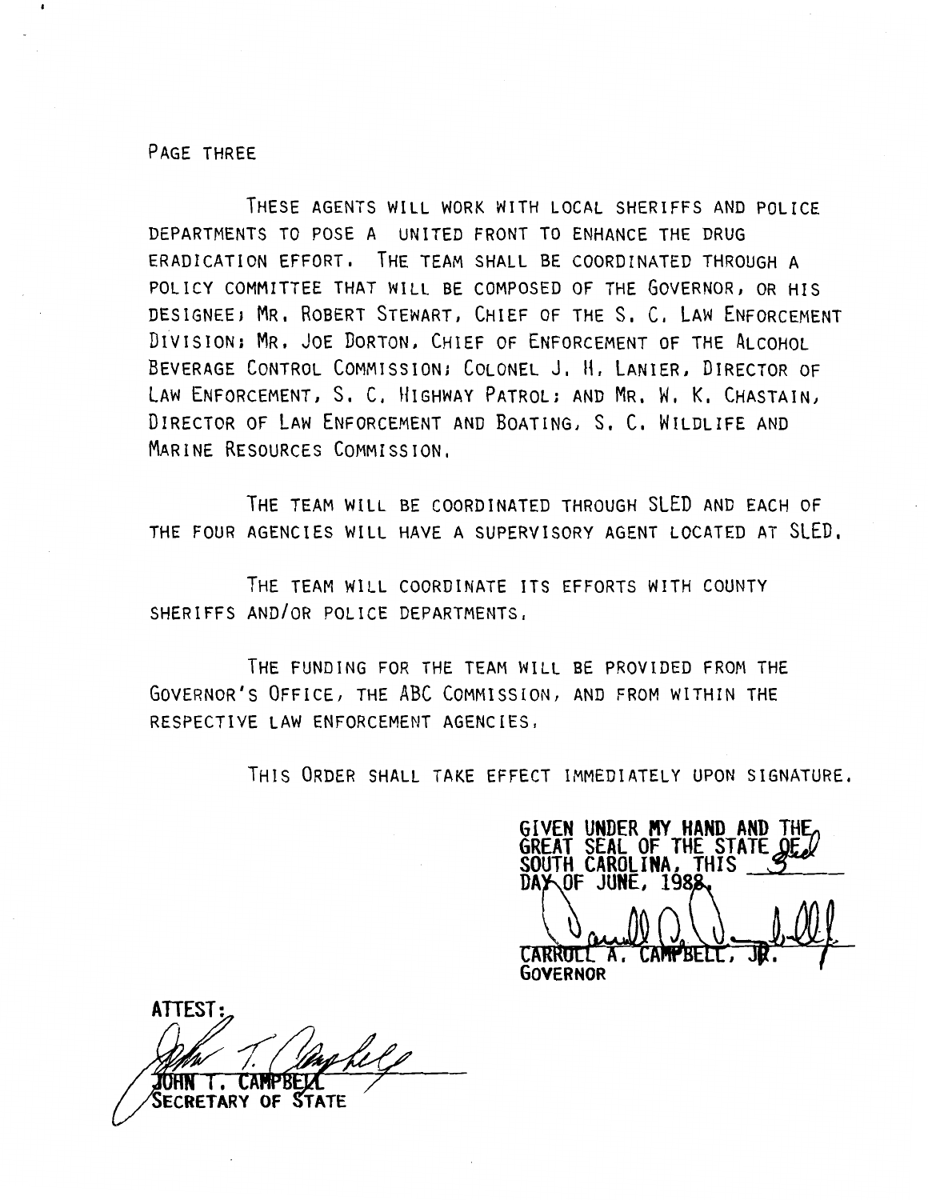PAGE THREE

THESE AGENTS WILL WORK WITH LOCAL SHERIFFS AND POLICE DEPARTMENTS TO POSE A UNITED FRONT TO ENHANCE THE DRUG ERADICATION EFFORT. THE TEAM SHALL BE COORDINATED THROUGH A POLICY COMMITTEE THAT WILL BE COMPOSED OF THE GOVERNOR, OR HIS DESIGNEE; MR. ROBERT STEWART, CHIEF OF THE S. C. LAW ENFORCEMENT DIVISION; MR. JOE DORTON, CHIEF OF ENFORCEMENT OF THE ALCOHOL BEVERAGE CONTROL COMMISSION; COLONEL J. H. LANIER, DIRECTOR OF LAW ENFORCEMENT, S. C. HIGHWAY PATROL; AND MR. W. K. CHASTAIN, DIRECTOR OF LAW ENFORCEMENT AND BOATING, S. C. WILDLIFE AND MARINE RESOURCES COMMISSION.

THE TEAM WILL BE COORDINATED THROUGH SLED AND EACH OF THE FOUR AGENCIES WILL HAVE A SUPERVISORY AGENT LOCATED AT SLED.

THE TEAM WILL COORDINATE ITS EFFORTS WITH COUNTY SHERIFFS AND/OR POLICE DEPARTMENTS.

THE FUNDING FOR THE TEAM WILL BE PROVIDED FROM THE GOVERNOR'S OFFICE, THE ABC COMMISSION, AND FROM WITHIN THE RESPECTIVE LAW ENFORCEMENT AGENCIES.

THIS ORDER SHALL TAKE EFFECT IMMEDIATELY UPON SIGNATURE.

GIVEN UNDER MY HAND AND THE GREAT SEAL OF THE STATE OF SOUTH CAROLINA, THIS 3rd DAY OF JUNE, 1988.

CARROLL A. CAMPBELL, JR.
GOVERNOR

ATTEST:

JOHN T. CAMPBELL
SECRETARY OF STATE